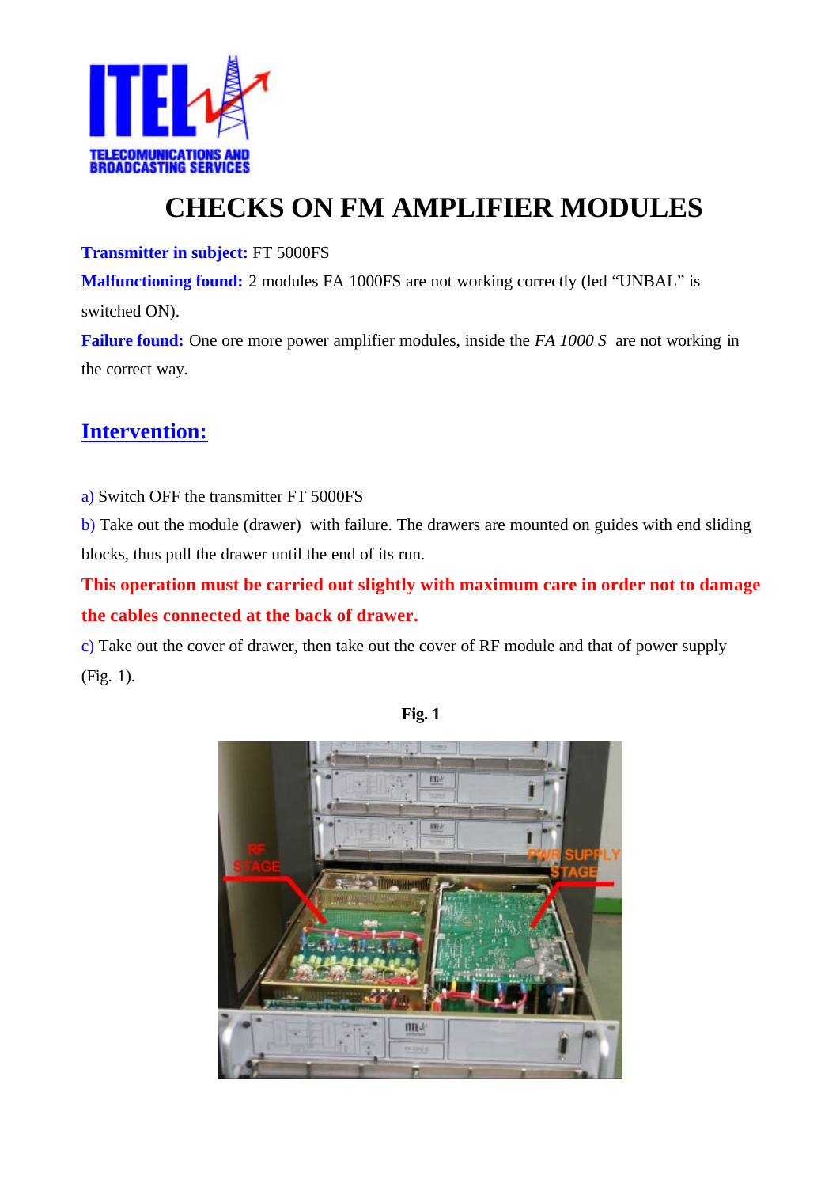# CHECKS ON FM AMPLIFIER MODULES

**Transmitter in subject:** FT 5000FS

**Malfunctioning found:** 2 modules FA 1000FS are not working correctly (led "UNBAL" is switched ON).

**Failure found:** One ore more power amplifier modules, inside the *FA 1000 S* are not working in the correct way.

## Intervention:

a) Switch OFF the transmitter FT 5000FS

b) Take out the module (drawer) with failure. The drawers are mounted on guides with end sliding blocks, thus pull the drawer until the end of its run.

**This operation must be carried out slightly with maximum care in order not to damage the cables connected at the back of drawer.**

c) Take out the cover of drawer, then take out the cover of RF module and that of power supply (Fig. 1).

**Fig. 1**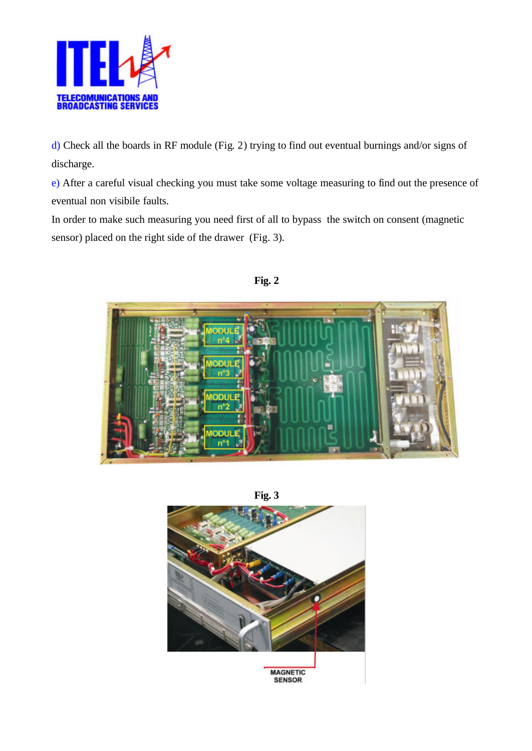d) Check all the boards in RF module (Fig. 2) trying to find out eventual burnings and/or signs of discharge.

e) After a careful visual checking you must take some voltage measuring to find out the presence of eventual non visibile faults.

In order to make such measuring you need first of all to bypass the switch on consent (magnetic sensor) placed on the right side of the drawer (Fig. 3).

**Fig. 2**

**Fig. 3**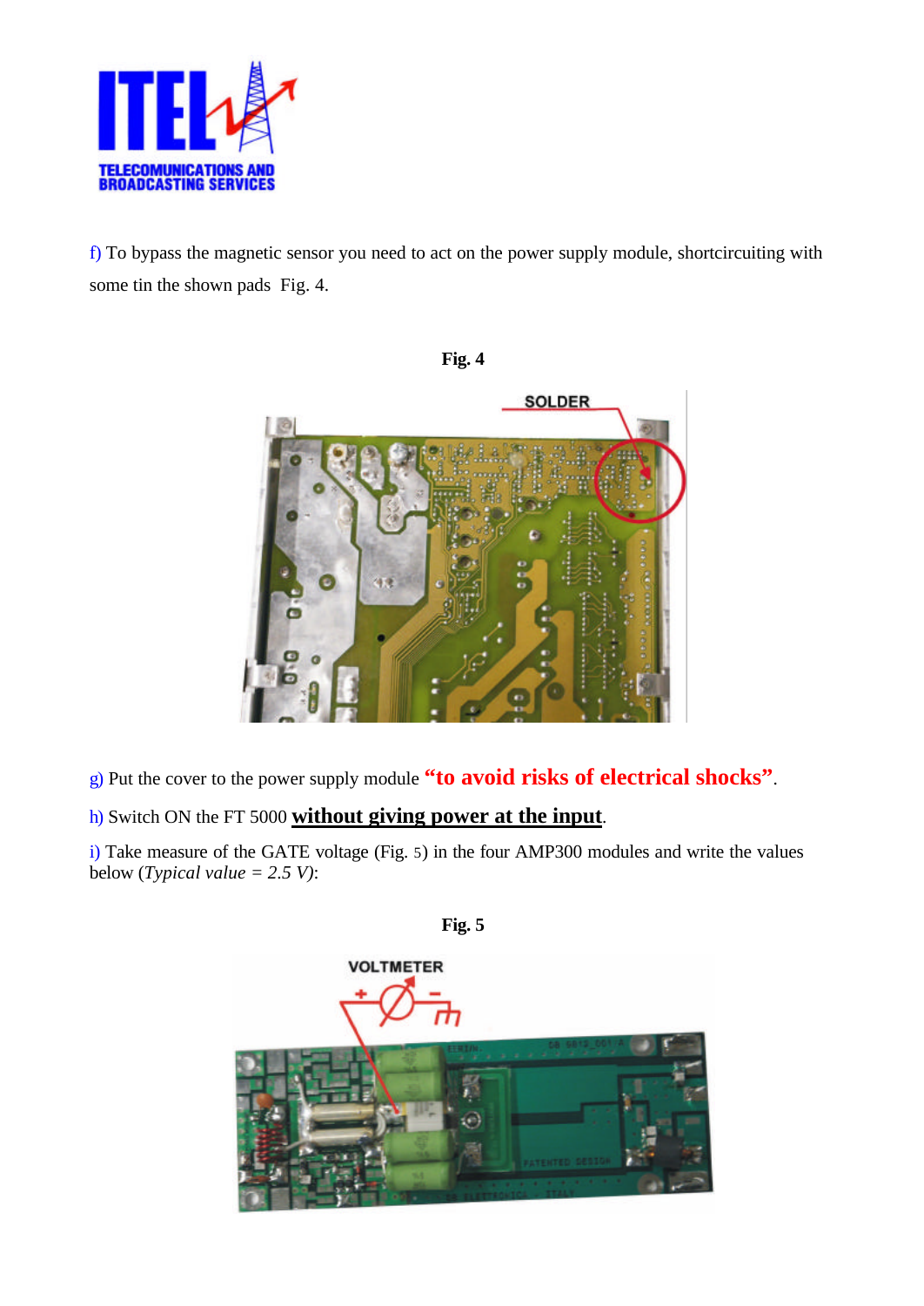f) To bypass the magnetic sensor you need to act on the power supply module, shortcircuiting with some tin the shown pads  Fig. 4.

**Fig. 4**

g) Put the cover to the power supply module **"to avoid risks of electrical shocks"**.

h) Switch ON the FT 5000 **without giving power at the input**.

i) Take measure of the GATE voltage (Fig. 5) in the four AMP300 modules and write the values below (*Typical value = 2.5 V*):

**Fig. 5**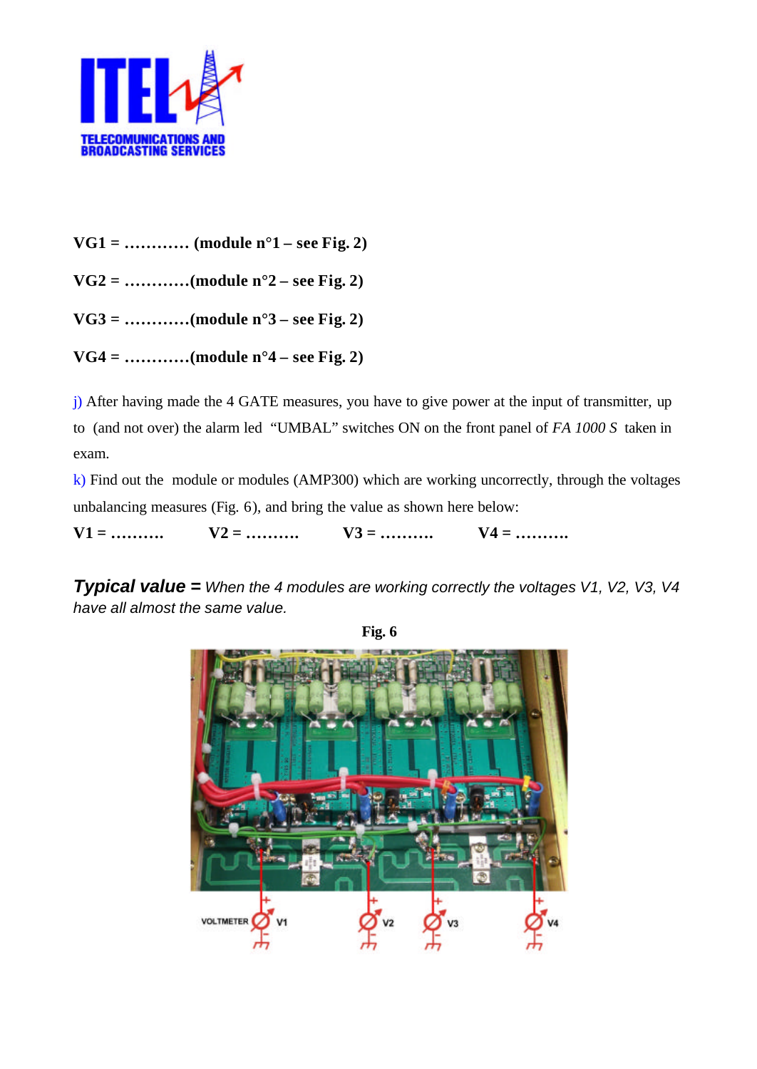**VG1 = ………… (module n°1 – see Fig. 2)**

**VG2 = …………(module n°2 – see Fig. 2)**

**VG3 = …………(module n°3 – see Fig. 2)**

**VG4 = …………(module n°4 – see Fig. 2)**

j) After having made the 4 GATE measures, you have to give power at the input of transmitter, up to (and not over) the alarm led "UMBAL" switches ON on the front panel of *FA 1000 S* taken in exam.

k) Find out the module or modules (AMP300) which are working uncorrectly, through the voltages unbalancing measures (Fig. 6), and bring the value as shown here below:

**V1 = ……….  V2 = ……….  V3 = ……….  V4 = ……….**

***Typical value =*** *When the 4 modules are working correctly the voltages V1, V2, V3, V4 have all almost the same value.*

**Fig. 6**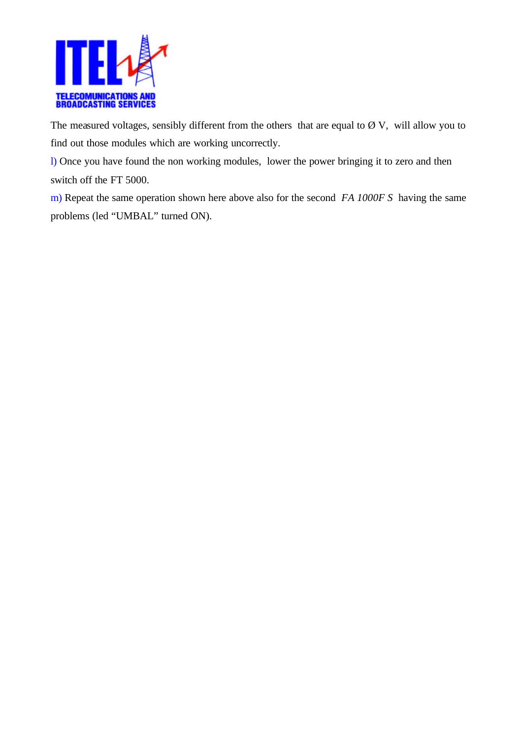The measured voltages, sensibly different from the others that are equal to Ø V, will allow you to find out those modules which are working uncorrectly.

l) Once you have found the non working modules, lower the power bringing it to zero and then switch off the FT 5000.

m) Repeat the same operation shown here above also for the second *FA 1000F S* having the same problems (led "UMBAL" turned ON).